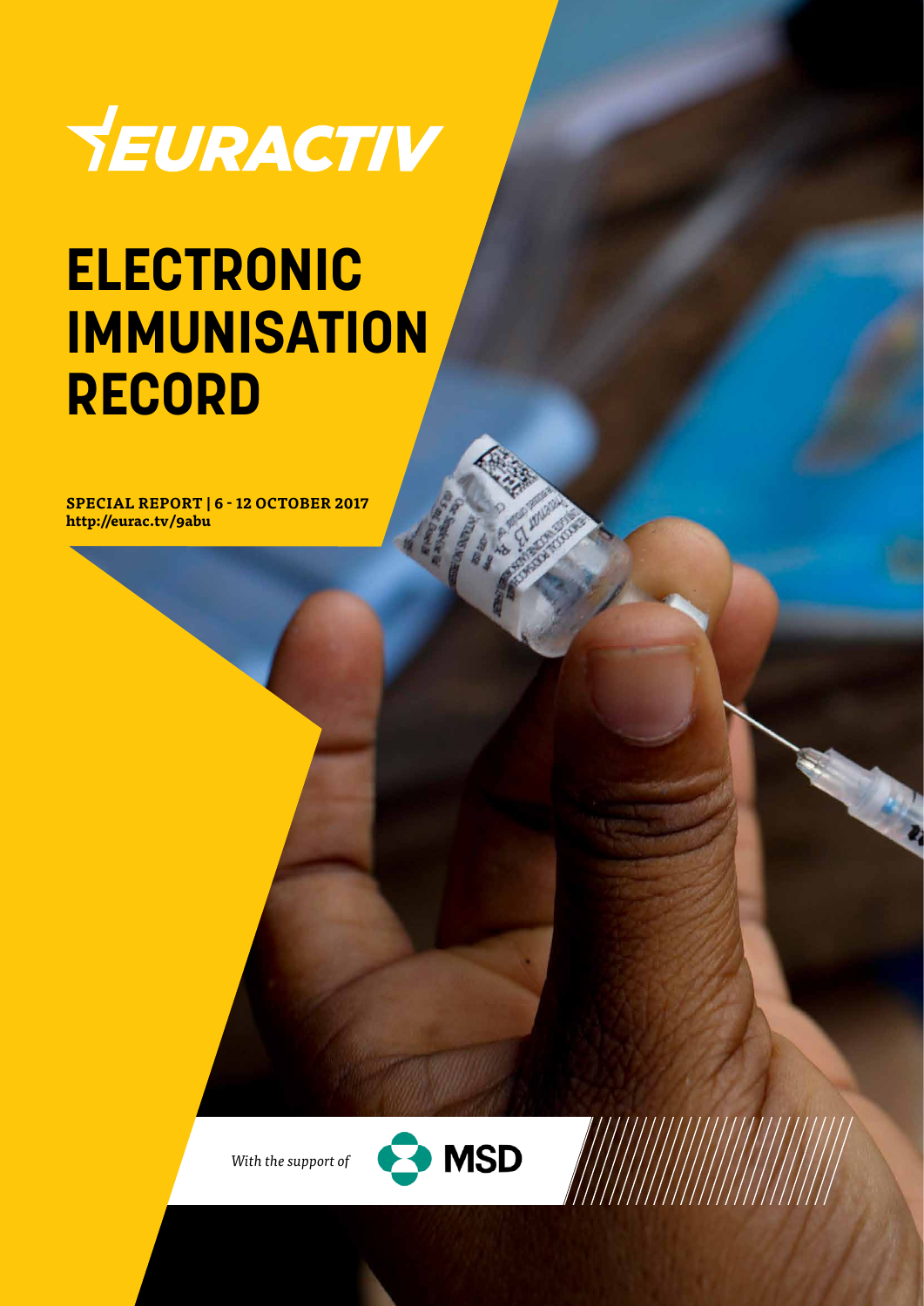EURACTIV

# ELECTRONIC IMMUNISATION RECORD

**SPECIAL REPORT | 6 - 12 OCTOBER 2017**
**http://eurac.tv/9abu**

*With the support of* MSD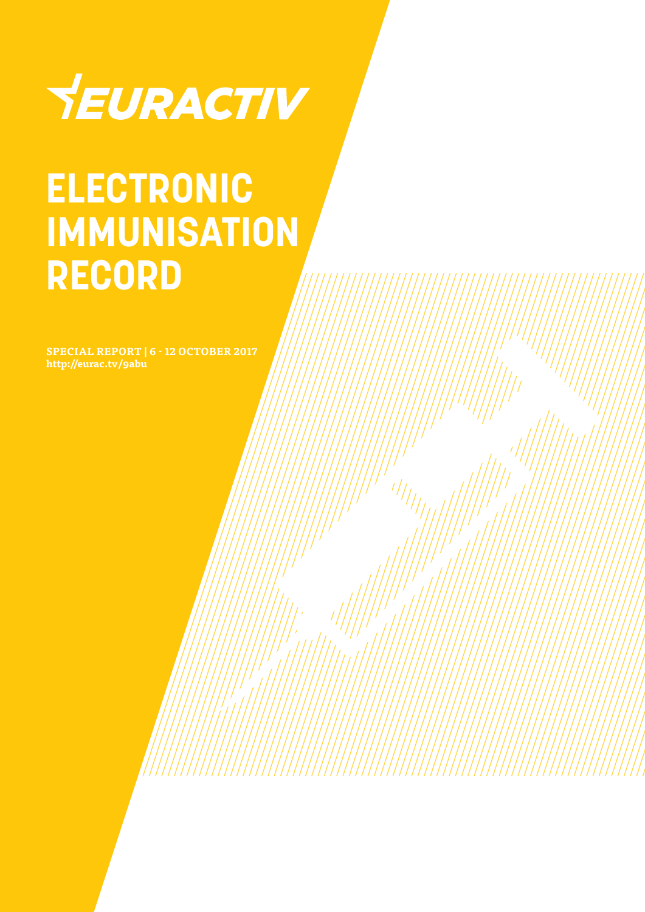EURACTIV

# ELECTRONIC IMMUNISATION RECORD

**SPECIAL REPORT | 6 - 12 OCTOBER 2017**
**http://eurac.tv/9abu**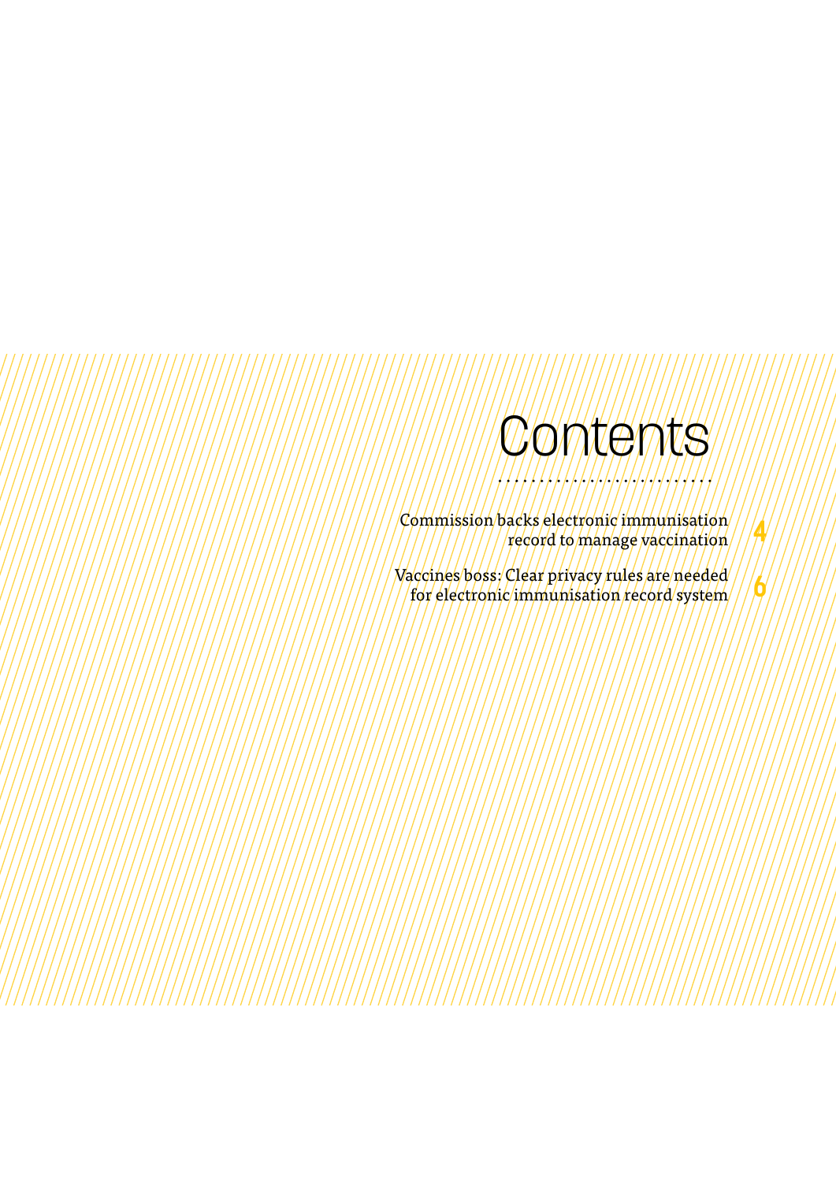# Contents

- Commission backs electronic immunisation record to manage vaccination — 4
- Vaccines boss: Clear privacy rules are needed for electronic immunisation record system — 6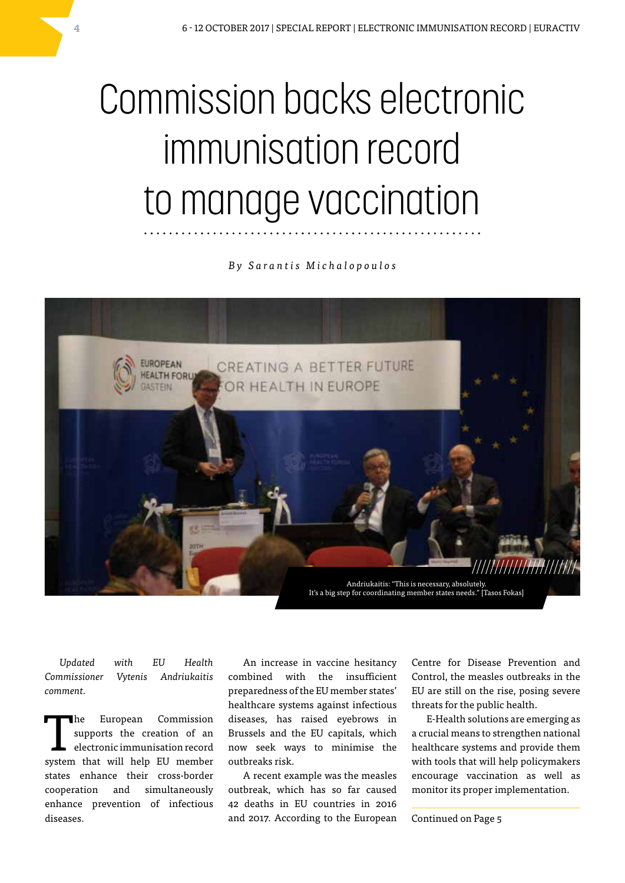# Commission backs electronic immunisation record to manage vaccination

*By Sarantis Michalopoulos*

Andriukaitis: "This is necessary, absolutely. It's a big step for coordinating member states needs." [Tasos Fokas]

*Updated with EU Health Commissioner Vytenis Andriukaitis comment.*

The European Commission supports the creation of an electronic immunisation record system that will help EU member states enhance their cross-border cooperation and simultaneously enhance prevention of infectious diseases.

An increase in vaccine hesitancy combined with the insufficient preparedness of the EU member states' healthcare systems against infectious diseases, has raised eyebrows in Brussels and the EU capitals, which now seek ways to minimise the outbreaks risk.

A recent example was the measles outbreak, which has so far caused 42 deaths in EU countries in 2016 and 2017. According to the European Centre for Disease Prevention and Control, the measles outbreaks in the EU are still on the rise, posing severe threats for the public health.

E-Health solutions are emerging as a crucial means to strengthen national healthcare systems and provide them with tools that will help policymakers encourage vaccination as well as monitor its proper implementation.

Continued on Page 5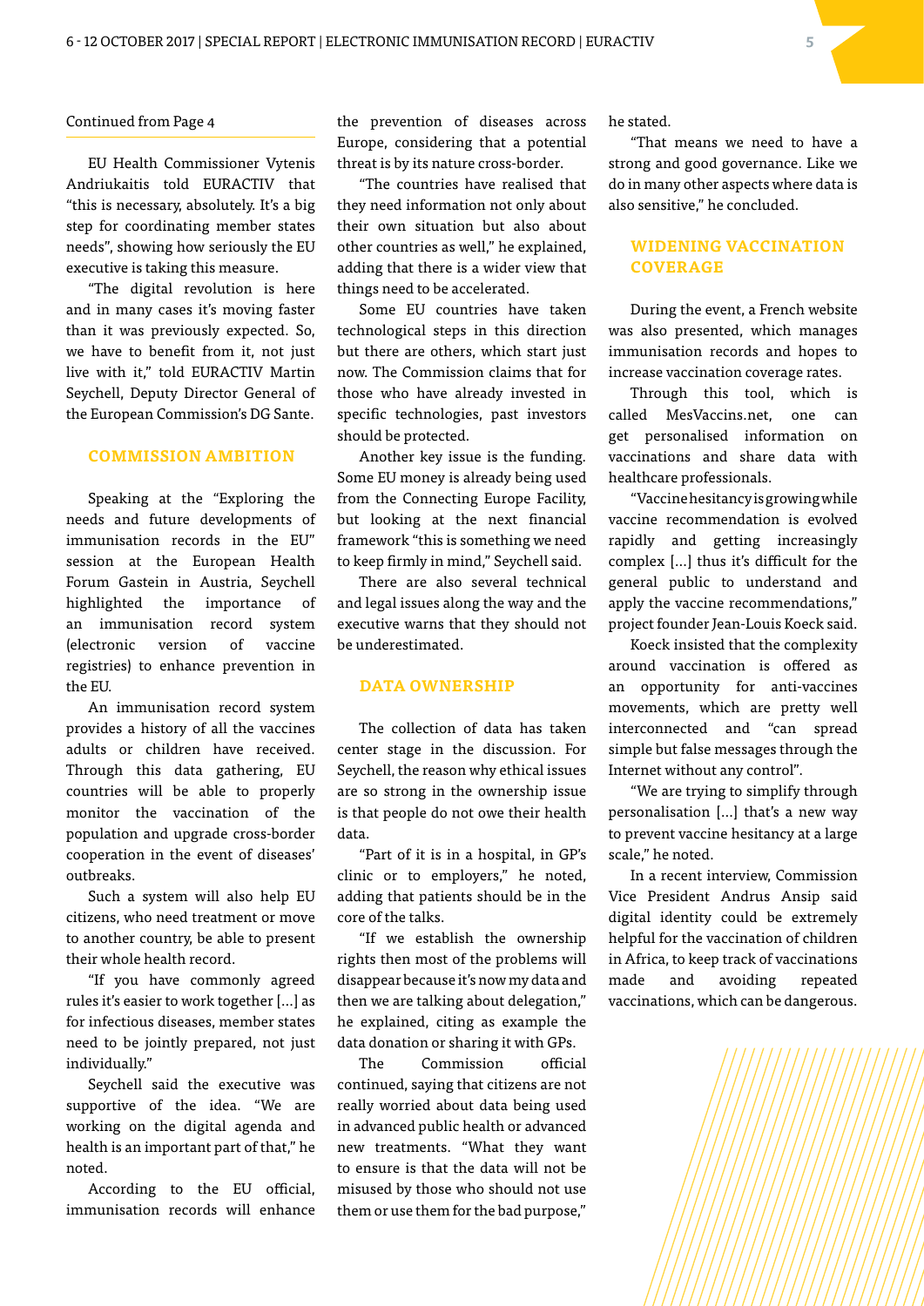Continued from Page 4

EU Health Commissioner Vytenis Andriukaitis told EURACTIV that "this is necessary, absolutely. It's a big step for coordinating member states needs", showing how seriously the EU executive is taking this measure.

"The digital revolution is here and in many cases it's moving faster than it was previously expected. So, we have to benefit from it, not just live with it," told EURACTIV Martin Seychell, Deputy Director General of the European Commission's DG Sante.

## COMMISSION AMBITION

Speaking at the "Exploring the needs and future developments of immunisation records in the EU" session at the European Health Forum Gastein in Austria, Seychell highlighted the importance of an immunisation record system (electronic version of vaccine registries) to enhance prevention in the EU.

An immunisation record system provides a history of all the vaccines adults or children have received. Through this data gathering, EU countries will be able to properly monitor the vaccination of the population and upgrade cross-border cooperation in the event of diseases' outbreaks.

Such a system will also help EU citizens, who need treatment or move to another country, be able to present their whole health record.

"If you have commonly agreed rules it's easier to work together […] as for infectious diseases, member states need to be jointly prepared, not just individually."

Seychell said the executive was supportive of the idea. "We are working on the digital agenda and health is an important part of that," he noted.

According to the EU official, immunisation records will enhance the prevention of diseases across Europe, considering that a potential threat is by its nature cross-border.

"The countries have realised that they need information not only about their own situation but also about other countries as well," he explained, adding that there is a wider view that things need to be accelerated.

Some EU countries have taken technological steps in this direction but there are others, which start just now. The Commission claims that for those who have already invested in specific technologies, past investors should be protected.

Another key issue is the funding. Some EU money is already being used from the Connecting Europe Facility, but looking at the next financial framework "this is something we need to keep firmly in mind," Seychell said.

There are also several technical and legal issues along the way and the executive warns that they should not be underestimated.

## DATA OWNERSHIP

The collection of data has taken center stage in the discussion. For Seychell, the reason why ethical issues are so strong in the ownership issue is that people do not owe their health data.

"Part of it is in a hospital, in GP's clinic or to employers," he noted, adding that patients should be in the core of the talks.

"If we establish the ownership rights then most of the problems will disappear because it's now my data and then we are talking about delegation," he explained, citing as example the data donation or sharing it with GPs.

The Commission official continued, saying that citizens are not really worried about data being used in advanced public health or advanced new treatments. "What they want to ensure is that the data will not be misused by those who should not use them or use them for the bad purpose," he stated.

"That means we need to have a strong and good governance. Like we do in many other aspects where data is also sensitive," he concluded.

## WIDENING VACCINATION COVERAGE

During the event, a French website was also presented, which manages immunisation records and hopes to increase vaccination coverage rates.

Through this tool, which is called MesVaccins.net, one can get personalised information on vaccinations and share data with healthcare professionals.

"Vaccine hesitancy is growing while vaccine recommendation is evolved rapidly and getting increasingly complex […] thus it's difficult for the general public to understand and apply the vaccine recommendations," project founder Jean-Louis Koeck said.

Koeck insisted that the complexity around vaccination is offered as an opportunity for anti-vaccines movements, which are pretty well interconnected and "can spread simple but false messages through the Internet without any control".

"We are trying to simplify through personalisation […] that's a new way to prevent vaccine hesitancy at a large scale," he noted.

In a recent interview, Commission Vice President Andrus Ansip said digital identity could be extremely helpful for the vaccination of children in Africa, to keep track of vaccinations made and avoiding repeated vaccinations, which can be dangerous.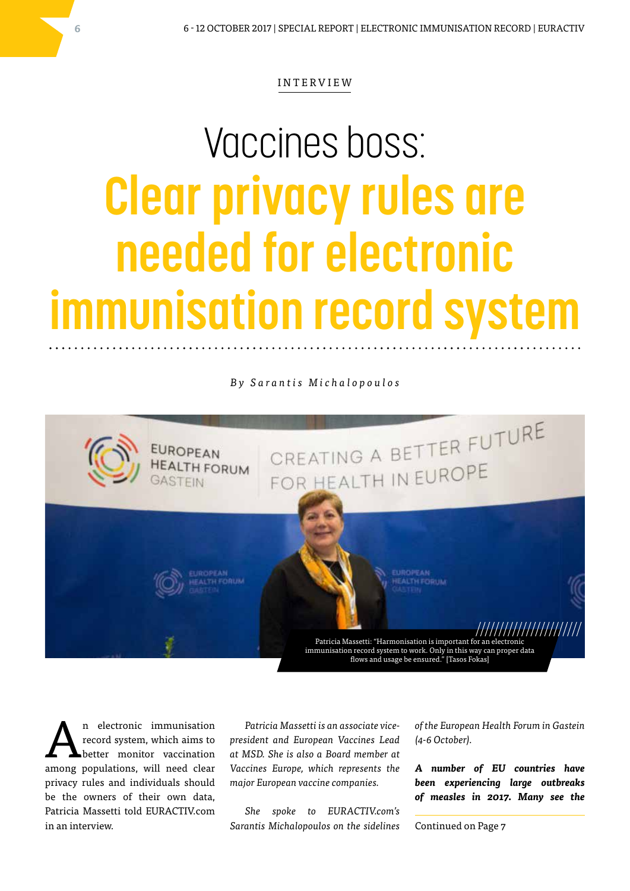INTERVIEW

# Vaccines boss: Clear privacy rules are needed for electronic immunisation record system

*By Sarantis Michalopoulos*

Patricia Massetti: "Harmonisation is important for an electronic immunisation record system to work. Only in this way can proper data flows and usage be ensured." [Tasos Fokas]

An electronic immunisation record system, which aims to better monitor vaccination among populations, will need clear privacy rules and individuals should be the owners of their own data, Patricia Massetti told EURACTIV.com in an interview.

*Patricia Massetti is an associate vice-president and European Vaccines Lead at MSD. She is also a Board member at Vaccines Europe, which represents the major European vaccine companies.*

*She spoke to EURACTIV.com's Sarantis Michalopoulos on the sidelines of the European Health Forum in Gastein (4-6 October).*

***A number of EU countries have been experiencing large outbreaks of measles in 2017. Many see the***

Continued on Page 7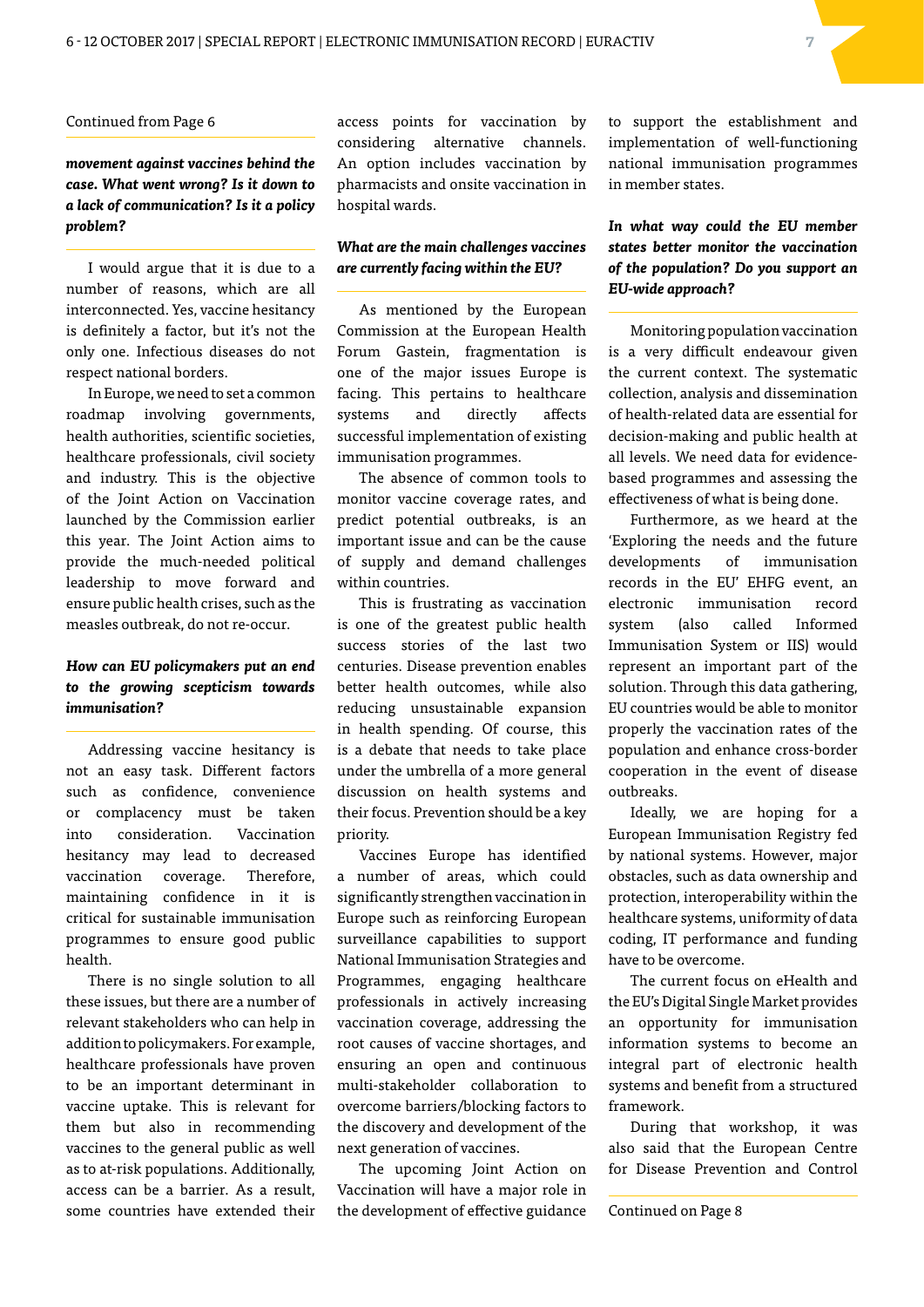Continued from Page 6

***movement against vaccines behind the case. What went wrong? Is it down to a lack of communication? Is it a policy problem?***

I would argue that it is due to a number of reasons, which are all interconnected. Yes, vaccine hesitancy is definitely a factor, but it's not the only one. Infectious diseases do not respect national borders.

In Europe, we need to set a common roadmap involving governments, health authorities, scientific societies, healthcare professionals, civil society and industry. This is the objective of the Joint Action on Vaccination launched by the Commission earlier this year. The Joint Action aims to provide the much-needed political leadership to move forward and ensure public health crises, such as the measles outbreak, do not re-occur.

***How can EU policymakers put an end to the growing scepticism towards immunisation?***

Addressing vaccine hesitancy is not an easy task. Different factors such as confidence, convenience or complacency must be taken into consideration. Vaccination hesitancy may lead to decreased vaccination coverage. Therefore, maintaining confidence in it is critical for sustainable immunisation programmes to ensure good public health.

There is no single solution to all these issues, but there are a number of relevant stakeholders who can help in addition to policymakers. For example, healthcare professionals have proven to be an important determinant in vaccine uptake. This is relevant for them but also in recommending vaccines to the general public as well as to at-risk populations. Additionally, access can be a barrier. As a result, some countries have extended their access points for vaccination by considering alternative channels. An option includes vaccination by pharmacists and onsite vaccination in hospital wards.

***What are the main challenges vaccines are currently facing within the EU?***

As mentioned by the European Commission at the European Health Forum Gastein, fragmentation is one of the major issues Europe is facing. This pertains to healthcare systems and directly affects successful implementation of existing immunisation programmes.

The absence of common tools to monitor vaccine coverage rates, and predict potential outbreaks, is an important issue and can be the cause of supply and demand challenges within countries.

This is frustrating as vaccination is one of the greatest public health success stories of the last two centuries. Disease prevention enables better health outcomes, while also reducing unsustainable expansion in health spending. Of course, this is a debate that needs to take place under the umbrella of a more general discussion on health systems and their focus. Prevention should be a key priority.

Vaccines Europe has identified a number of areas, which could significantly strengthen vaccination in Europe such as reinforcing European surveillance capabilities to support National Immunisation Strategies and Programmes, engaging healthcare professionals in actively increasing vaccination coverage, addressing the root causes of vaccine shortages, and ensuring an open and continuous multi-stakeholder collaboration to overcome barriers/blocking factors to the discovery and development of the next generation of vaccines.

The upcoming Joint Action on Vaccination will have a major role in the development of effective guidance to support the establishment and implementation of well-functioning national immunisation programmes in member states.

***In what way could the EU member states better monitor the vaccination of the population? Do you support an EU-wide approach?***

Monitoring population vaccination is a very difficult endeavour given the current context. The systematic collection, analysis and dissemination of health-related data are essential for decision-making and public health at all levels. We need data for evidence-based programmes and assessing the effectiveness of what is being done.

Furthermore, as we heard at the 'Exploring the needs and the future developments of immunisation records in the EU' EHFG event, an electronic immunisation record system (also called Informed Immunisation System or IIS) would represent an important part of the solution. Through this data gathering, EU countries would be able to monitor properly the vaccination rates of the population and enhance cross-border cooperation in the event of disease outbreaks.

Ideally, we are hoping for a European Immunisation Registry fed by national systems. However, major obstacles, such as data ownership and protection, interoperability within the healthcare systems, uniformity of data coding, IT performance and funding have to be overcome.

The current focus on eHealth and the EU's Digital Single Market provides an opportunity for immunisation information systems to become an integral part of electronic health systems and benefit from a structured framework.

During that workshop, it was also said that the European Centre for Disease Prevention and Control

Continued on Page 8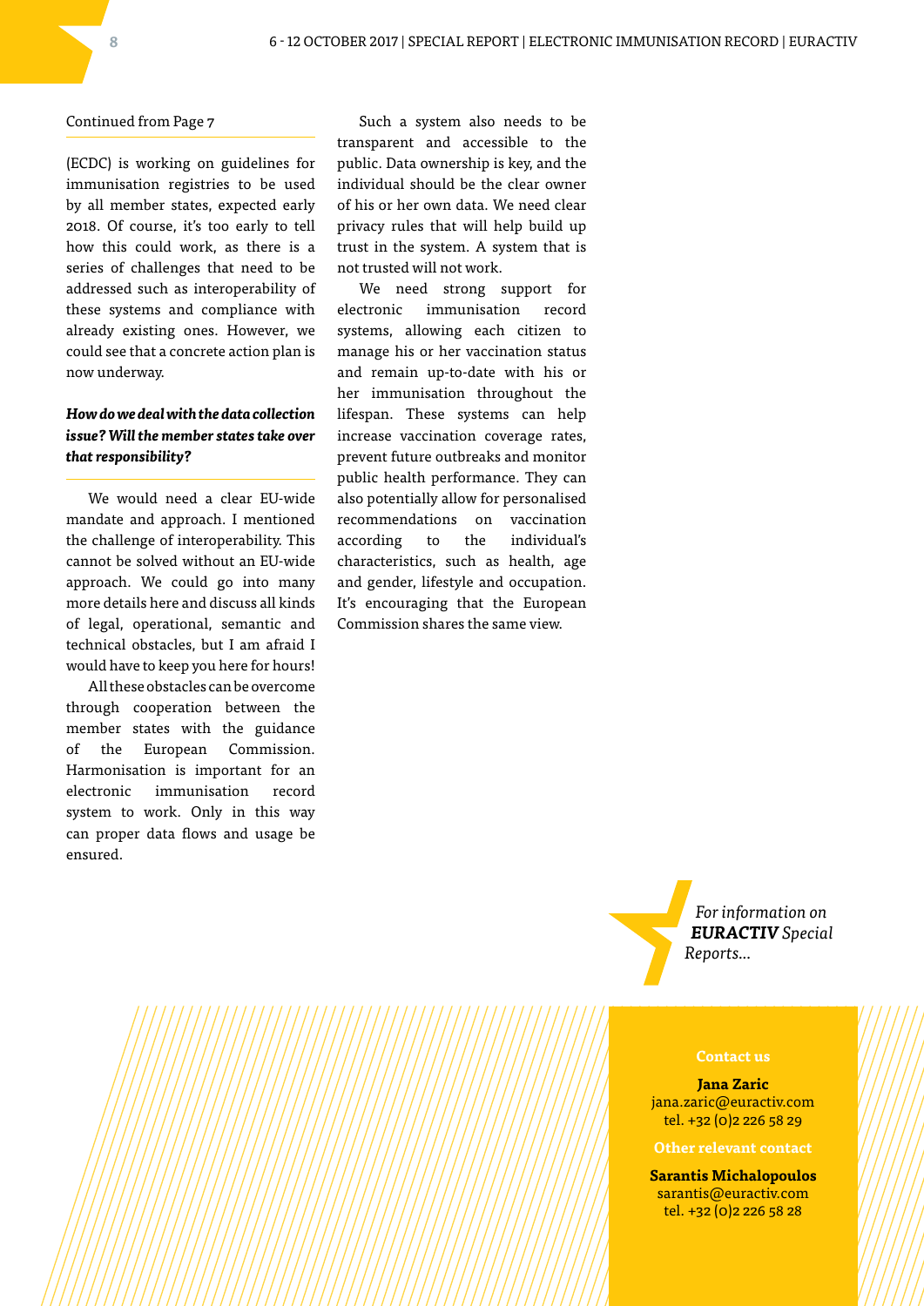Continued from Page 7

(ECDC) is working on guidelines for immunisation registries to be used by all member states, expected early 2018. Of course, it's too early to tell how this could work, as there is a series of challenges that need to be addressed such as interoperability of these systems and compliance with already existing ones. However, we could see that a concrete action plan is now underway.

***How do we deal with the data collection issue? Will the member states take over that responsibility?***

We would need a clear EU-wide mandate and approach. I mentioned the challenge of interoperability. This cannot be solved without an EU-wide approach. We could go into many more details here and discuss all kinds of legal, operational, semantic and technical obstacles, but I am afraid I would have to keep you here for hours!

All these obstacles can be overcome through cooperation between the member states with the guidance of the European Commission. Harmonisation is important for an electronic immunisation record system to work. Only in this way can proper data flows and usage be ensured.

Such a system also needs to be transparent and accessible to the public. Data ownership is key, and the individual should be the clear owner of his or her own data. We need clear privacy rules that will help build up trust in the system. A system that is not trusted will not work.

We need strong support for electronic immunisation record systems, allowing each citizen to manage his or her vaccination status and remain up-to-date with his or her immunisation throughout the lifespan. These systems can help increase vaccination coverage rates, prevent future outbreaks and monitor public health performance. They can also potentially allow for personalised recommendations on vaccination according to the individual's characteristics, such as health, age and gender, lifestyle and occupation. It's encouraging that the European Commission shares the same view.

*For information on **EURACTIV** Special Reports...*

**Contact us**

**Jana Zaric**
jana.zaric@euractiv.com
tel. +32 (0)2 226 58 29

**Other relevant contact**

**Sarantis Michalopoulos**
sarantis@euractiv.com
tel. +32 (0)2 226 58 28